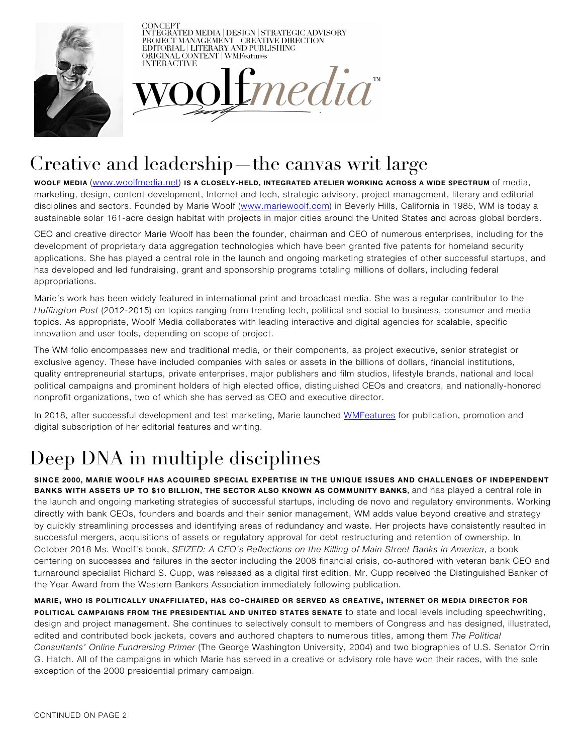CONCEPT
INTEGRATED MEDIA | DESIGN | STRATEGIC ADVISORY
PROJECT MANAGEMENT | CREATIVE DIRECTION
EDITORIAL | LITERARY AND PUBLISHING
ORIGINAL CONTENT | WMFeatures
INTERACTIVE

woolf*media*™

# Creative and leadership—the canvas writ large

**WOOLF MEDIA** (www.woolfmedia.net) **IS A CLOSELY-HELD, INTEGRATED ATELIER WORKING ACROSS A WIDE SPECTRUM** of media, marketing, design, content development, Internet and tech, strategic advisory, project management, literary and editorial disciplines and sectors. Founded by Marie Woolf (www.mariewoolf.com) in Beverly Hills, California in 1985, WM is today a sustainable solar 161-acre design habitat with projects in major cities around the United States and across global borders.

CEO and creative director Marie Woolf has been the founder, chairman and CEO of numerous enterprises, including for the development of proprietary data aggregation technologies which have been granted five patents for homeland security applications. She has played a central role in the launch and ongoing marketing strategies of other successful startups, and has developed and led fundraising, grant and sponsorship programs totaling millions of dollars, including federal appropriations.

Marie's work has been widely featured in international print and broadcast media. She was a regular contributor to the *Huffington Post* (2012-2015) on topics ranging from trending tech, political and social to business, consumer and media topics. As appropriate, Woolf Media collaborates with leading interactive and digital agencies for scalable, specific innovation and user tools, depending on scope of project.

The WM folio encompasses new and traditional media, or their components, as project executive, senior strategist or exclusive agency. These have included companies with sales or assets in the billions of dollars, financial institutions, quality entrepreneurial startups, private enterprises, major publishers and film studios, lifestyle brands, national and local political campaigns and prominent holders of high elected office, distinguished CEOs and creators, and nationally-honored nonprofit organizations, two of which she has served as CEO and executive director.

In 2018, after successful development and test marketing, Marie launched WMFeatures for publication, promotion and digital subscription of her editorial features and writing.

# Deep DNA in multiple disciplines

**SINCE 2000, MARIE WOOLF HAS ACQUIRED SPECIAL EXPERTISE IN THE UNIQUE ISSUES AND CHALLENGES OF INDEPENDENT BANKS WITH ASSETS UP TO $10 BILLION, THE SECTOR ALSO KNOWN AS COMMUNITY BANKS**, and has played a central role in the launch and ongoing marketing strategies of successful startups, including de novo and regulatory environments. Working directly with bank CEOs, founders and boards and their senior management, WM adds value beyond creative and strategy by quickly streamlining processes and identifying areas of redundancy and waste. Her projects have consistently resulted in successful mergers, acquisitions of assets or regulatory approval for debt restructuring and retention of ownership. In October 2018 Ms. Woolf's book, *SEIZED: A CEO's Reflections on the Killing of Main Street Banks in America*, a book centering on successes and failures in the sector including the 2008 financial crisis, co-authored with veteran bank CEO and turnaround specialist Richard S. Cupp, was released as a digital first edition. Mr. Cupp received the Distinguished Banker of the Year Award from the Western Bankers Association immediately following publication.

**MARIE, WHO IS POLITICALLY UNAFFILIATED, HAS CO-CHAIRED OR SERVED AS CREATIVE, INTERNET OR MEDIA DIRECTOR FOR POLITICAL CAMPAIGNS FROM THE PRESIDENTIAL AND UNITED STATES SENATE** to state and local levels including speechwriting, design and project management. She continues to selectively consult to members of Congress and has designed, illustrated, edited and contributed book jackets, covers and authored chapters to numerous titles, among them *The Political Consultants' Online Fundraising Primer* (The George Washington University, 2004) and two biographies of U.S. Senator Orrin G. Hatch. All of the campaigns in which Marie has served in a creative or advisory role have won their races, with the sole exception of the 2000 presidential primary campaign.

CONTINUED ON PAGE 2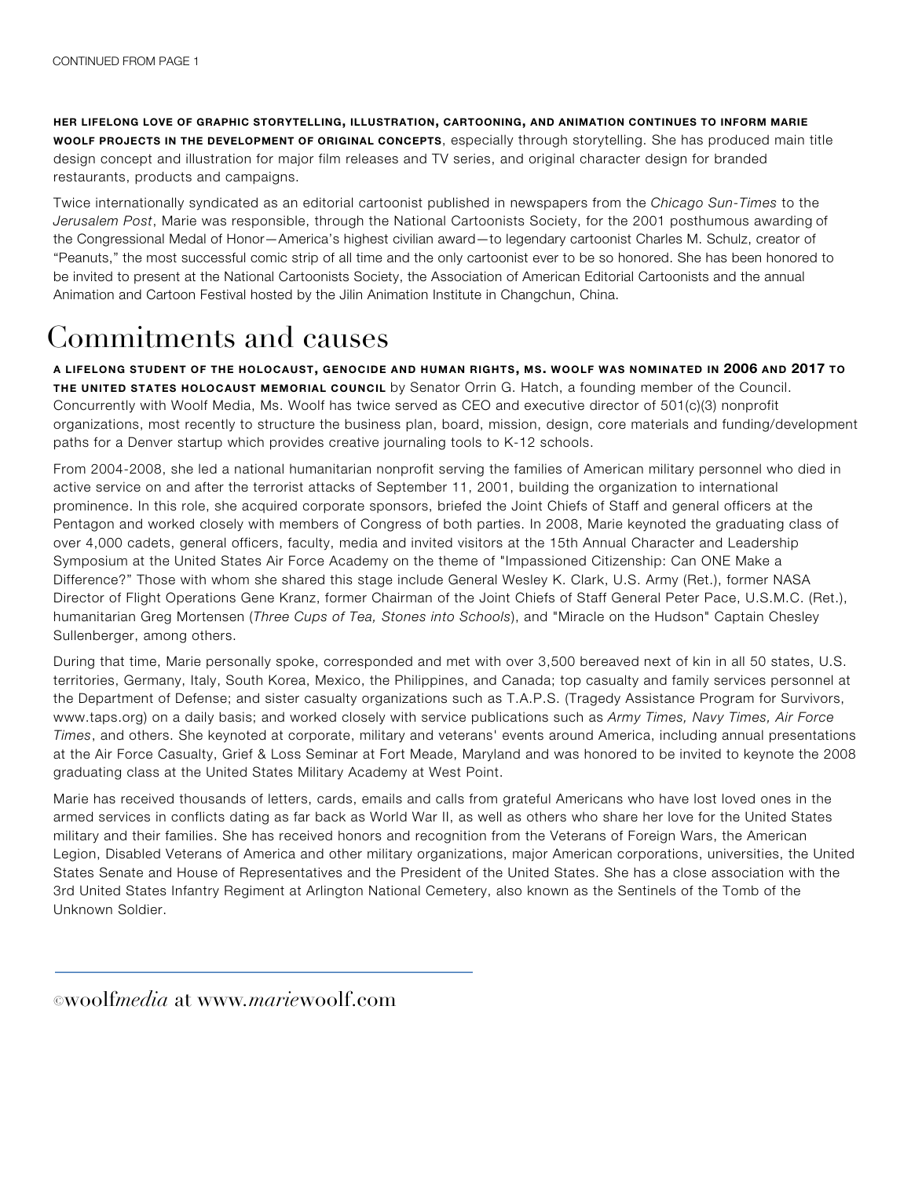CONTINUED FROM PAGE 1

**HER LIFELONG LOVE OF GRAPHIC STORYTELLING, ILLUSTRATION, CARTOONING, AND ANIMATION CONTINUES TO INFORM MARIE WOOLF PROJECTS IN THE DEVELOPMENT OF ORIGINAL CONCEPTS**, especially through storytelling. She has produced main title design concept and illustration for major film releases and TV series, and original character design for branded restaurants, products and campaigns.

Twice internationally syndicated as an editorial cartoonist published in newspapers from the *Chicago Sun-Times* to the *Jerusalem Post*, Marie was responsible, through the National Cartoonists Society, for the 2001 posthumous awarding of the Congressional Medal of Honor—America's highest civilian award—to legendary cartoonist Charles M. Schulz, creator of "Peanuts," the most successful comic strip of all time and the only cartoonist ever to be so honored. She has been honored to be invited to present at the National Cartoonists Society, the Association of American Editorial Cartoonists and the annual Animation and Cartoon Festival hosted by the Jilin Animation Institute in Changchun, China.

# Commitments and causes

**A LIFELONG STUDENT OF THE HOLOCAUST, GENOCIDE AND HUMAN RIGHTS, MS. WOOLF WAS NOMINATED IN 2006 AND 2017 TO THE UNITED STATES HOLOCAUST MEMORIAL COUNCIL** by Senator Orrin G. Hatch, a founding member of the Council. Concurrently with Woolf Media, Ms. Woolf has twice served as CEO and executive director of 501(c)(3) nonprofit organizations, most recently to structure the business plan, board, mission, design, core materials and funding/development paths for a Denver startup which provides creative journaling tools to K-12 schools.

From 2004-2008, she led a national humanitarian nonprofit serving the families of American military personnel who died in active service on and after the terrorist attacks of September 11, 2001, building the organization to international prominence. In this role, she acquired corporate sponsors, briefed the Joint Chiefs of Staff and general officers at the Pentagon and worked closely with members of Congress of both parties. In 2008, Marie keynoted the graduating class of over 4,000 cadets, general officers, faculty, media and invited visitors at the 15th Annual Character and Leadership Symposium at the United States Air Force Academy on the theme of "Impassioned Citizenship: Can ONE Make a Difference?" Those with whom she shared this stage include General Wesley K. Clark, U.S. Army (Ret.), former NASA Director of Flight Operations Gene Kranz, former Chairman of the Joint Chiefs of Staff General Peter Pace, U.S.M.C. (Ret.), humanitarian Greg Mortensen (*Three Cups of Tea, Stones into Schools*), and "Miracle on the Hudson" Captain Chesley Sullenberger, among others.

During that time, Marie personally spoke, corresponded and met with over 3,500 bereaved next of kin in all 50 states, U.S. territories, Germany, Italy, South Korea, Mexico, the Philippines, and Canada; top casualty and family services personnel at the Department of Defense; and sister casualty organizations such as T.A.P.S. (Tragedy Assistance Program for Survivors, www.taps.org) on a daily basis; and worked closely with service publications such as *Army Times, Navy Times, Air Force Times*, and others. She keynoted at corporate, military and veterans' events around America, including annual presentations at the Air Force Casualty, Grief & Loss Seminar at Fort Meade, Maryland and was honored to be invited to keynote the 2008 graduating class at the United States Military Academy at West Point.

Marie has received thousands of letters, cards, emails and calls from grateful Americans who have lost loved ones in the armed services in conflicts dating as far back as World War II, as well as others who share her love for the United States military and their families. She has received honors and recognition from the Veterans of Foreign Wars, the American Legion, Disabled Veterans of America and other military organizations, major American corporations, universities, the United States Senate and House of Representatives and the President of the United States. She has a close association with the 3rd United States Infantry Regiment at Arlington National Cemetery, also known as the Sentinels of the Tomb of the Unknown Soldier.

©woolf*media* at www.*marie*woolf.com